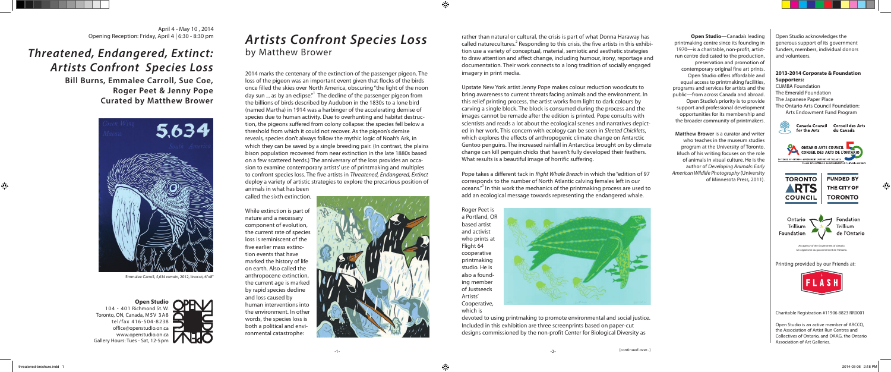April 4 - May 10 , 2014
Opening Reception: Friday, April 4 | 6:30 - 8:30 pm

# *Threatened, Endangered, Extinct: Artists Confront Species Loss*

**Bill Burns, Emmalee Carroll, Sue Coe, Roger Peet & Jenny Pope**
**Curated by Matthew Brower**

Emmalee Carroll, *5,634 remain*, 2012, linocut, 6"x8"

**Open Studio**
104 - 401 Richmond St. W.
Toronto, ON, Canada, M5V 3A8
tel/fax 416-504-8238
office@openstudio.on.ca
www.openstudio.on.ca
Gallery Hours: Tues - Sat, 12-5pm

# *Artists Confront Species Loss*

## by Matthew Brower

2014 marks the centenary of the extinction of the passenger pigeon. The loss of the pigeon was an important event given that flocks of the birds once filled the skies over North America, obscuring "the light of the noon day sun ... as by an eclipse."[1] The decline of the passenger pigeon from the billions of birds described by Audubon in the 1830s to a lone bird (named Martha) in 1914 was a harbinger of the accelerating demise of species due to human activity. Due to overhunting and habitat destruction, the pigeons suffered from colony collapse: the species fell below a threshold from which it could not recover. As the pigeon's demise reveals, species don't always follow the mythic logic of Noah's Ark, in which they can be saved by a single breeding pair. (In contrast, the plains bison population recovered from near extinction in the late 1880s based on a few scattered herds.) The anniversary of the loss provides an occasion to examine contemporary artists' use of printmaking and multiples to confront species loss. The five artists in *Threatened, Endangered, Extinct* deploy a variety of artistic strategies to explore the precarious position of animals in what has been called the sixth extinction.

While extinction is part of nature and a necessary component of evolution, the current rate of species loss is reminiscent of the five earlier mass extinction events that have marked the history of life on earth. Also called the anthropocene extinction, the current age is marked by rapid species decline and loss caused by human interventions into the environment. In other words, the species loss is both a political and environmental catastrophe: rather than natural or cultural, the crisis is part of what Donna Haraway has called naturecultures.[2] Responding to this crisis, the five artists in this exhibition use a variety of conceptual, material, semiotic and aesthetic strategies to draw attention and affect change, including humour, irony, reportage and documentation. Their work connects to a long tradition of socially engaged imagery in print media.

Upstate New York artist Jenny Pope makes colour reduction woodcuts to bring awareness to current threats facing animals and the environment. In this relief printing process, the artist works from light to dark colours by carving a single block. The block is consumed during the process and the images cannot be remade after the edition is printed. Pope consults with scientists and reads a lot about the ecological scenes and narratives depicted in her work. This concern with ecology can be seen in *Sleeted Chicklets*, which explores the effects of anthropogenic climate change on Antarctic Gentoo penguins. The increased rainfall in Antarctica brought on by climate change can kill penguin chicks that haven't fully developed their feathers. What results is a beautiful image of horrific suffering.

Pope takes a different tack in *Right Whale Breach* in which the "edition of 97 corresponds to the number of North Atlantic calving females left in our oceans."[3] In this work the mechanics of the printmaking process are used to add an ecological message towards representing the endangered whale.

Roger Peet is a Portland, OR based artist and activist who prints at Flight 64 cooperative printmaking studio. He is also a founding member of Justseeds Artists' Cooperative, which is devoted to using printmaking to promote environmental and social justice. Included in this exhibition are three screenprints based on paper-cut designs commissioned by the non-profit Center for Biological Diversity as

(continued over...)

**Open Studio**—Canada's leading printmaking centre since its founding in 1970—is a charitable, non-profit, artist-run centre dedicated to the production, preservation and promotion of contemporary original fine art prints. Open Studio offers affordable and equal access to printmaking facilities, programs and services for artists and the public—from across Canada and abroad. Open Studio's priority is to provide support and professional development opportunities for its membership and the broader community of printmakers.

**Matthew Brower** is a curator and writer who teaches in the museum studies program at the University of Toronto. Much of his writing focuses on the role of animals in visual culture. He is the author of *Developing Animals: Early American Wildlife Photography* (University of Minnesota Press, 2011).

Open Studio acknowledges the generous support of its government funders, members, individual donors and volunteers.

**2013-2014 Corporate & Foundation Supporters:**
CUMBA Foundation
The Emerald Foundation
The Japanese Paper Place
The Ontario Arts Council Foundation: Arts Endowment Fund Program

Printing provided by our Friends at:

Charitable Registration #11906 8823 RR0001

Open Studio is an active member of ARCCO, the Association of Artist Run Centres and Collectives of Ontario, and OAAG, the Ontario Association of Art Galleries.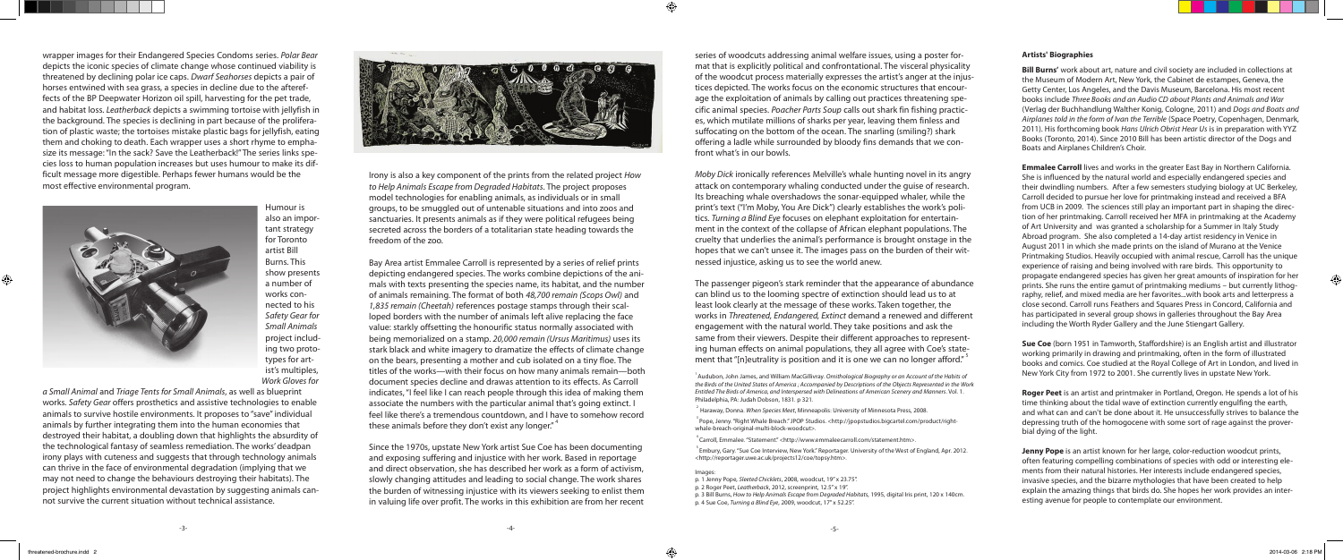wrapper images for their Endangered Species Condoms series. *Polar Bear* depicts the iconic species of climate change whose continued viability is threatened by declining polar ice caps. *Dwarf Seahorses* depicts a pair of horses entwined with sea grass, a species in decline due to the aftereffects of the BP Deepwater Horizon oil spill, harvesting for the pet trade, and habitat loss. *Leatherback* depicts a swimming tortoise with jellyfish in the background. The species is declining in part because of the proliferation of plastic waste; the tortoises mistake plastic bags for jellyfish, eating them and choking to death. Each wrapper uses a short rhyme to emphasize its message: "In the sack? Save the Leatherback!" The series links species loss to human population increases but uses humour to make its difficult message more digestible. Perhaps fewer humans would be the most effective environmental program.

Humour is also an important strategy for Toronto artist Bill Burns. This show presents a number of works connected to his *Safety Gear for Small Animals* project including two prototypes for artist's multiples, *Work Gloves for a Small Animal* and *Triage Tents for Small Animals*, as well as blueprint works. *Safety Gear* offers prosthetics and assistive technologies to enable animals to survive hostile environments. It proposes to "save" individual animals by further integrating them into the human economies that destroyed their habitat, a doubling down that highlights the absurdity of the technological fantasy of seamless remediation. The works' deadpan irony plays with cuteness and suggests that through technology animals can thrive in the face of environmental degradation (implying that we may not need to change the behaviours destroying their habitats). The project highlights environmental devastation by suggesting animals cannot survive the current situation without technical assistance.

Irony is also a key component of the prints from the related project *How to Help Animals Escape from Degraded Habitats*. The project proposes model technologies for enabling animals, as individuals or in small groups, to be smuggled out of untenable situations and into zoos and sanctuaries. It presents animals as if they were political refugees being secreted across the borders of a totalitarian state heading towards the freedom of the zoo.

Bay Area artist Emmalee Carroll is represented by a series of relief prints depicting endangered species. The works combine depictions of the animals with texts presenting the species name, its habitat, and the number of animals remaining. The format of both *48,700 remain (Scops Owl)* and *1,835 remain (Cheetah)* references postage stamps through their scalloped borders with the number of animals left alive replacing the face value: starkly offsetting the honourific status normally associated with being memorialized on a stamp. *20,000 remain (Ursus Maritimus)* uses its stark black and white imagery to dramatize the effects of climate change on the bears, presenting a mother and cub isolated on a tiny floe. The titles of the works—with their focus on how many animals remain—both document species decline and drawas attention to its effects. As Carroll indicates, "I feel like I can reach people through this idea of making them associate the numbers with the particular animal that's going extinct. I feel like there's a tremendous countdown, and I have to somehow record these animals before they don't exist any longer."[4]

Since the 1970s, upstate New York artist Sue Coe has been documenting and exposing suffering and injustice with her work. Based in reportage and direct observation, she has described her work as a form of activism, slowly changing attitudes and leading to social change. The work shares the burden of witnessing injustice with its viewers seeking to enlist them in valuing life over profit. The works in this exhibition are from her recent series of woodcuts addressing animal welfare issues, using a poster format that is explicitly political and confrontational. The visceral physicality of the woodcut process materially expresses the artist's anger at the injustices depicted. The works focus on the economic structures that encourage the exploitation of animals by calling out practices threatening specific animal species. *Poacher Parts Soup* calls out shark fin fishing practices, which mutilate millions of sharks per year, leaving them finless and suffocating on the bottom of the ocean. The snarling (smiling?) shark offering a ladle while surrounded by bloody fins demands that we confront what's in our bowls.

*Moby Dick* ironically references Melville's whale hunting novel in its angry attack on contemporary whaling conducted under the guise of research. Its breaching whale overshadows the sonar-equipped whaler, while the print's text ("I'm Moby, You Are Dick") clearly establishes the work's politics. *Turning a Blind Eye* focuses on elephant exploitation for entertainment in the context of the collapse of African elephant populations. The cruelty that underlies the animal's performance is brought onstage in the hopes that we can't unsee it. The images pass on the burden of their witnessed injustice, asking us to see the world anew.

The passenger pigeon's stark reminder that the appearance of abundance can blind us to the looming spectre of extinction should lead us to at least look clearly at the message of these works. Taken together, the works in *Threatened, Endangered, Extinct* demand a renewed and different engagement with the natural world. They take positions and ask the same from their viewers. Despite their different approaches to representing human effects on animal populations, they all agree with Coe's statement that "[n]eutrality is position and it is one we can no longer afford."[5]

[1] Audubon, John James, and William MacGillivray. *Ornithological Biography or an Account of the Habits of the Birds of the United States of America , Accompanied by Descriptions of the Objects Represented in the Work Entitled The Birds of America, and Interspersed with Delineations of American Scenery and Manners*. Vol. 1. Philadelphia, PA: Judah Dobson, 1831. p 321.

[2] Haraway, Donna. *When Species Meet*, Minneapolis: University of Minnesota Press, 2008.

[3] Pope, Jenny. "Right Whale Breach." JPOP Studios. <http://jpopstudios.bigcartel.com/product/right-whale-breach-original-multi-block-woodcut>.

[4] Carroll, Emmalee. "Statement." <http://www.emmaleecarroll.com/statement.htm>.

[5] Embury, Gary. "Sue Coe Interview, New York." Reportager. University of the West of England, Apr. 2012. <http://reportager.uwe.ac.uk/projects12/coe/topsy.htm>.

Images:
p. 1 Jenny Pope, *Sleeted Chicklets*, 2008, woodcut, 19" x 23.75".
p. 2 Roger Peet, *Leatherback*, 2012, screenprint, 12.5" x 19".
p. 3 Bill Burns, *How to Help Animals Escape from Degraded Habitats*, 1995, digital Iris print, 120 x 140cm.
p. 4 Sue Coe, *Turning a Blind Eye*, 2009, woodcut, 17" x 32.25".

**Artists' Biographies**

**Bill Burns'** work about art, nature and civil society are included in collections at the Museum of Modern Art, New York, the Cabinet de estampes, Geneva, the Getty Center, Los Angeles, and the Davis Museum, Barcelona. His most recent books include *Three Books and an Audio CD about Plants and Animals and War* (Verlag der Buchhandlung Walther Konig, Cologne, 2011) and *Dogs and Boats and Airplanes told in the form of Ivan the Terrible* (Space Poetry, Copenhagen, Denmark, 2011). His forthcoming book *Hans Ulrich Obrist Hear Us* is in preparation with YYZ Books (Toronto, 2014). Since 2010 Bill has been artistic director of the Dogs and Boats and Airplanes Children's Choir.

**Emmalee Carroll** lives and works in the greater East Bay in Northern California. She is influenced by the natural world and especially endangered species and their dwindling numbers. After a few semesters studying biology at UC Berkeley, Carroll decided to pursue her love for printmaking instead and received a BFA from UCB in 2009. The sciences still play an important part in shaping the direction of her printmaking. Carroll received her MFA in printmaking at the Academy of Art University and was granted a scholarship for a Summer in Italy Study Abroad program. She also completed a 14-day artist residency in Venice in August 2011 in which she made prints on the island of Murano at the Venice Printmaking Studios. Heavily occupied with animal rescue, Carroll has the unique experience of raising and being involved with rare birds. This opportunity to propagate endangered species has given her great amounts of inspiration for her prints. She runs the entire gamut of printmaking mediums – but currently lithography, relief, and mixed media are her favorites...with book arts and letterpress a close second. Carroll runs Feathers and Squares Press in Concord, California and has participated in several group shows in galleries throughout the Bay Area including the Worth Ryder Gallery and the June Stiengart Gallery.

**Sue Coe** (born 1951 in Tamworth, Staffordshire) is an English artist and illustrator working primarily in drawing and printmaking, often in the form of illustrated books and comics. Coe studied at the Royal College of Art in London, and lived in New York City from 1972 to 2001. She currently lives in upstate New York.

**Roger Peet** is an artist and printmaker in Portland, Oregon. He spends a lot of his time thinking about the tidal wave of extinction currently engulfing the earth, and what can and can't be done about it. He unsuccessfully strives to balance the depressing truth of the homogocene with some sort of rage against the proverbial dying of the light.

**Jenny Pope** is an artist known for her large, color-reduction woodcut prints, often featuring compelling combinations of species with odd or interesting elements from their natural histories. Her interests include endangered species, invasive species, and the bizarre mythologies that have been created to help explain the amazing things that birds do. She hopes her work provides an interesting avenue for people to contemplate our environment.